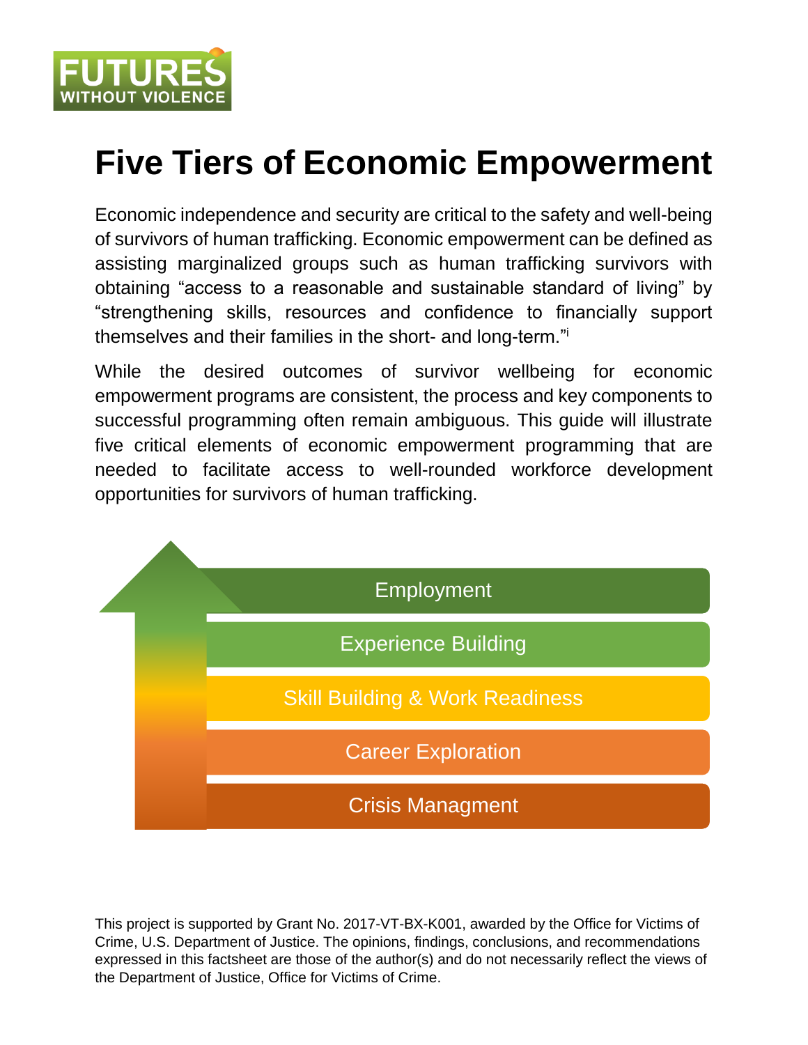FUTURES WITHOUT VIOLENCE

# Five Tiers of Economic Empowerment

Economic independence and security are critical to the safety and well-being of survivors of human trafficking. Economic empowerment can be defined as assisting marginalized groups such as human trafficking survivors with obtaining "access to a reasonable and sustainable standard of living" by "strengthening skills, resources and confidence to financially support themselves and their families in the short- and long-term."[i]

While the desired outcomes of survivor wellbeing for economic empowerment programs are consistent, the process and key components to successful programming often remain ambiguous. This guide will illustrate five critical elements of economic empowerment programming that are needed to facilitate access to well-rounded workforce development opportunities for survivors of human trafficking.

- Employment
- Experience Building
- Skill Building & Work Readiness
- Career Exploration
- Crisis Managment

This project is supported by Grant No. 2017-VT-BX-K001, awarded by the Office for Victims of Crime, U.S. Department of Justice. The opinions, findings, conclusions, and recommendations expressed in this factsheet are those of the author(s) and do not necessarily reflect the views of the Department of Justice, Office for Victims of Crime.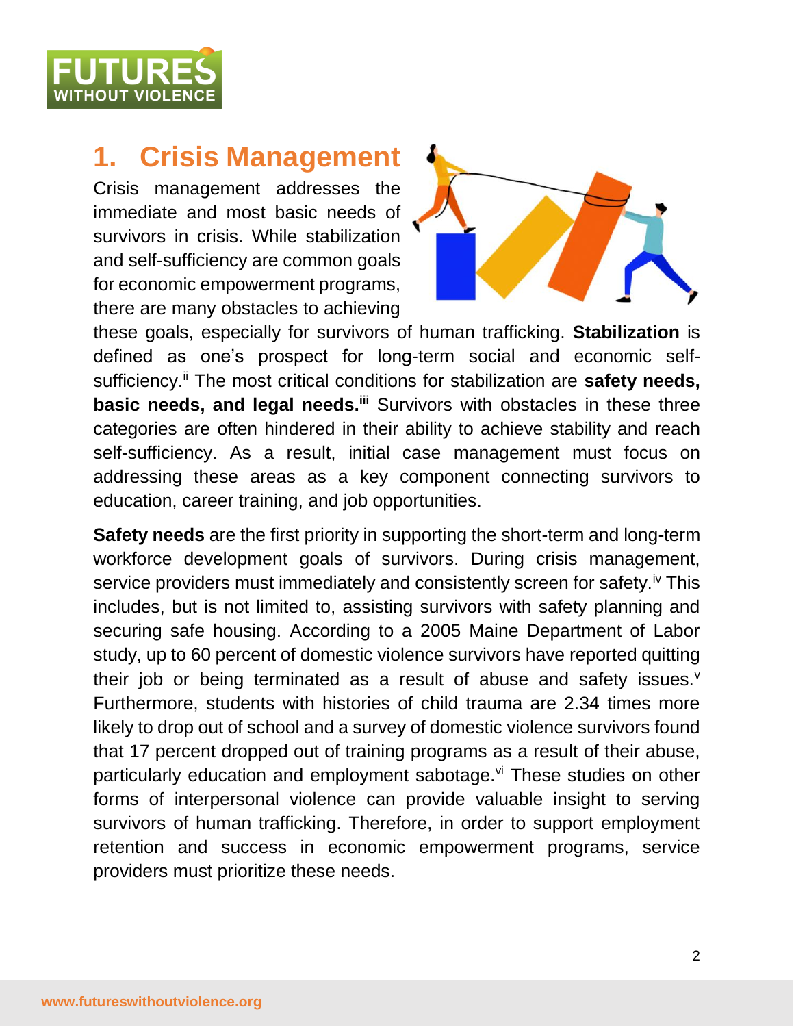## 1. Crisis Management

Crisis management addresses the immediate and most basic needs of survivors in crisis. While stabilization and self-sufficiency are common goals for economic empowerment programs, there are many obstacles to achieving these goals, especially for survivors of human trafficking. **Stabilization** is defined as one's prospect for long-term social and economic self-sufficiency.[ii] The most critical conditions for stabilization are **safety needs, basic needs, and legal needs.**[iii] Survivors with obstacles in these three categories are often hindered in their ability to achieve stability and reach self-sufficiency. As a result, initial case management must focus on addressing these areas as a key component connecting survivors to education, career training, and job opportunities.

**Safety needs** are the first priority in supporting the short-term and long-term workforce development goals of survivors. During crisis management, service providers must immediately and consistently screen for safety.[iv] This includes, but is not limited to, assisting survivors with safety planning and securing safe housing. According to a 2005 Maine Department of Labor study, up to 60 percent of domestic violence survivors have reported quitting their job or being terminated as a result of abuse and safety issues.[v] Furthermore, students with histories of child trauma are 2.34 times more likely to drop out of school and a survey of domestic violence survivors found that 17 percent dropped out of training programs as a result of their abuse, particularly education and employment sabotage.[vi] These studies on other forms of interpersonal violence can provide valuable insight to serving survivors of human trafficking. Therefore, in order to support employment retention and success in economic empowerment programs, service providers must prioritize these needs.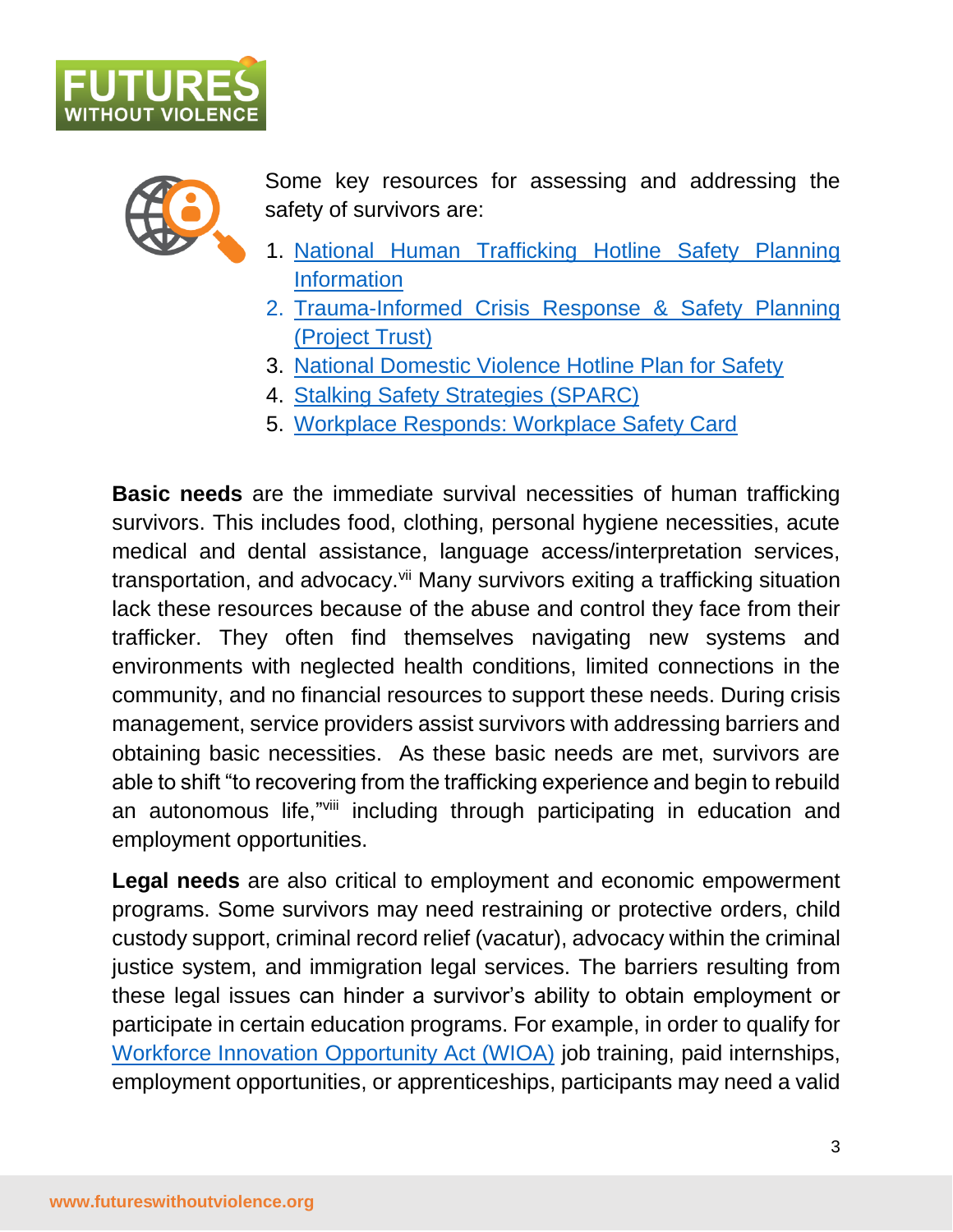Some key resources for assessing and addressing the safety of survivors are:

1. National Human Trafficking Hotline Safety Planning Information
2. Trauma-Informed Crisis Response & Safety Planning (Project Trust)
3. National Domestic Violence Hotline Plan for Safety
4. Stalking Safety Strategies (SPARC)
5. Workplace Responds: Workplace Safety Card

**Basic needs** are the immediate survival necessities of human trafficking survivors. This includes food, clothing, personal hygiene necessities, acute medical and dental assistance, language access/interpretation services, transportation, and advocacy.[vii] Many survivors exiting a trafficking situation lack these resources because of the abuse and control they face from their trafficker. They often find themselves navigating new systems and environments with neglected health conditions, limited connections in the community, and no financial resources to support these needs. During crisis management, service providers assist survivors with addressing barriers and obtaining basic necessities. As these basic needs are met, survivors are able to shift "to recovering from the trafficking experience and begin to rebuild an autonomous life,"[viii] including through participating in education and employment opportunities.

**Legal needs** are also critical to employment and economic empowerment programs. Some survivors may need restraining or protective orders, child custody support, criminal record relief (vacatur), advocacy within the criminal justice system, and immigration legal services. The barriers resulting from these legal issues can hinder a survivor's ability to obtain employment or participate in certain education programs. For example, in order to qualify for Workforce Innovation Opportunity Act (WIOA) job training, paid internships, employment opportunities, or apprenticeships, participants may need a valid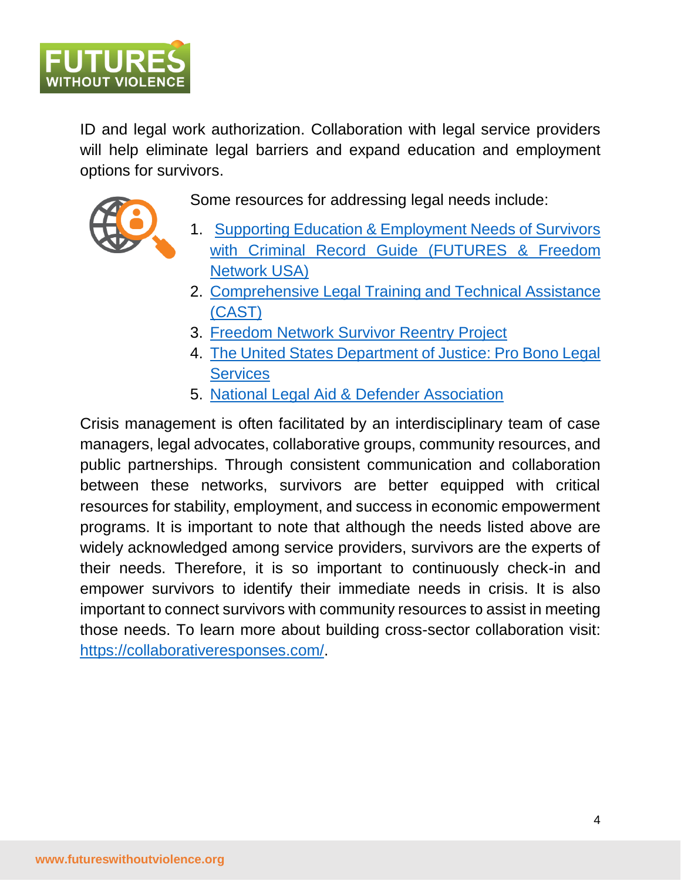ID and legal work authorization. Collaboration with legal service providers will help eliminate legal barriers and expand education and employment options for survivors.

Some resources for addressing legal needs include:

1. Supporting Education & Employment Needs of Survivors with Criminal Record Guide (FUTURES & Freedom Network USA)
2. Comprehensive Legal Training and Technical Assistance (CAST)
3. Freedom Network Survivor Reentry Project
4. The United States Department of Justice: Pro Bono Legal Services
5. National Legal Aid & Defender Association

Crisis management is often facilitated by an interdisciplinary team of case managers, legal advocates, collaborative groups, community resources, and public partnerships. Through consistent communication and collaboration between these networks, survivors are better equipped with critical resources for stability, employment, and success in economic empowerment programs. It is important to note that although the needs listed above are widely acknowledged among service providers, survivors are the experts of their needs. Therefore, it is so important to continuously check-in and empower survivors to identify their immediate needs in crisis. It is also important to connect survivors with community resources to assist in meeting those needs. To learn more about building cross-sector collaboration visit: https://collaborativeresponses.com/.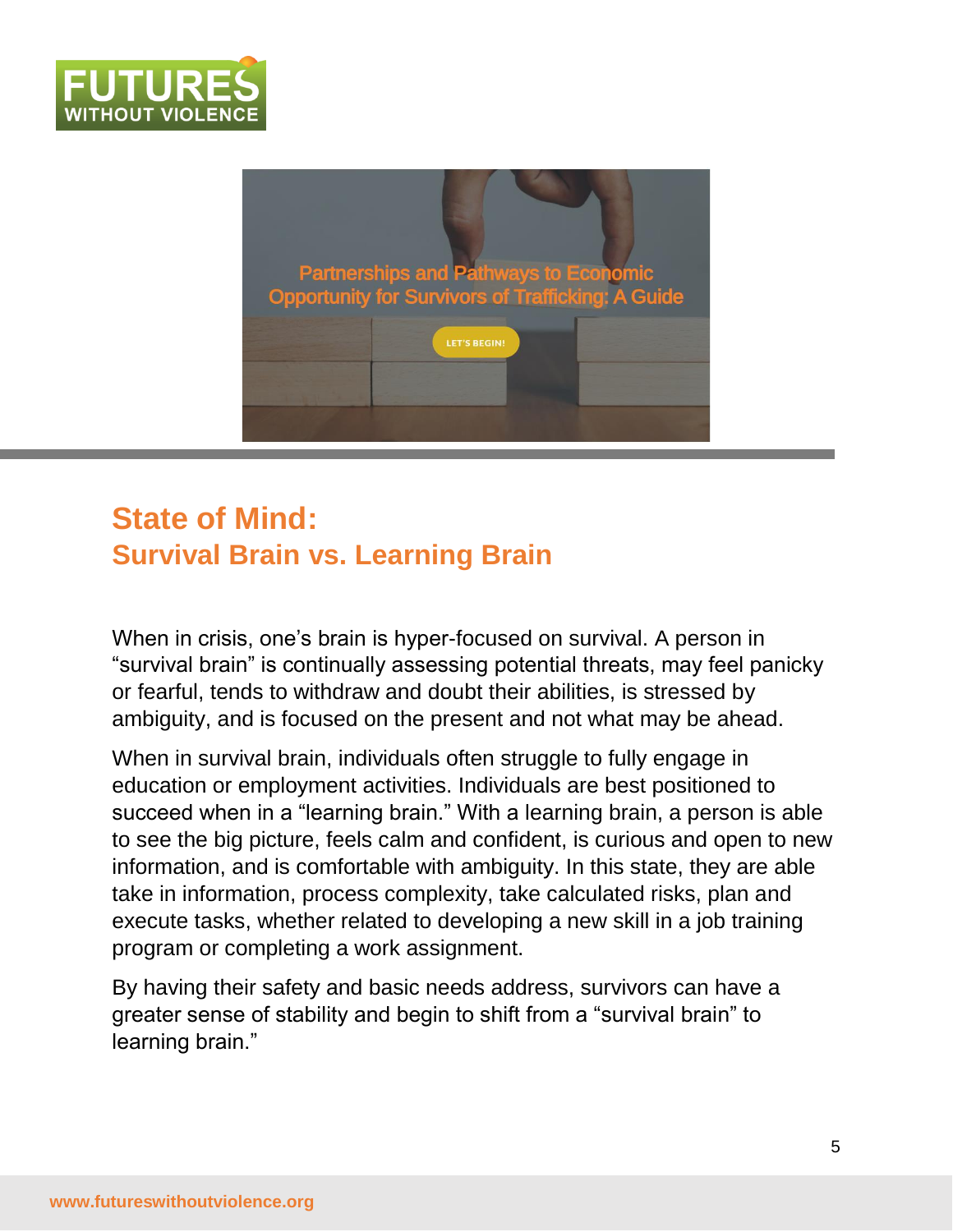## State of Mind:
### Survival Brain vs. Learning Brain

When in crisis, one's brain is hyper-focused on survival. A person in "survival brain" is continually assessing potential threats, may feel panicky or fearful, tends to withdraw and doubt their abilities, is stressed by ambiguity, and is focused on the present and not what may be ahead.

When in survival brain, individuals often struggle to fully engage in education or employment activities. Individuals are best positioned to succeed when in a "learning brain." With a learning brain, a person is able to see the big picture, feels calm and confident, is curious and open to new information, and is comfortable with ambiguity. In this state, they are able take in information, process complexity, take calculated risks, plan and execute tasks, whether related to developing a new skill in a job training program or completing a work assignment.

By having their safety and basic needs address, survivors can have a greater sense of stability and begin to shift from a "survival brain" to learning brain."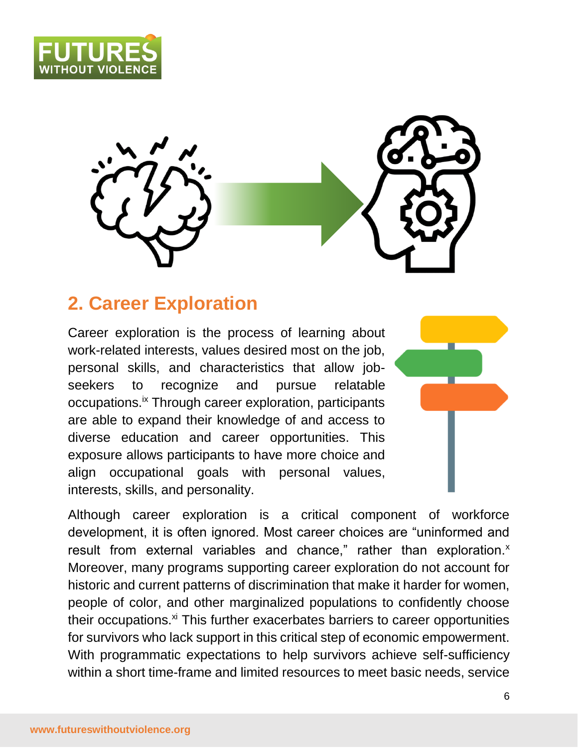## 2. Career Exploration

Career exploration is the process of learning about work-related interests, values desired most on the job, personal skills, and characteristics that allow job-seekers to recognize and pursue relatable occupations.[ix] Through career exploration, participants are able to expand their knowledge of and access to diverse education and career opportunities. This exposure allows participants to have more choice and align occupational goals with personal values, interests, skills, and personality.

Although career exploration is a critical component of workforce development, it is often ignored. Most career choices are "uninformed and result from external variables and chance," rather than exploration.[x] Moreover, many programs supporting career exploration do not account for historic and current patterns of discrimination that make it harder for women, people of color, and other marginalized populations to confidently choose their occupations.[xi] This further exacerbates barriers to career opportunities for survivors who lack support in this critical step of economic empowerment. With programmatic expectations to help survivors achieve self-sufficiency within a short time-frame and limited resources to meet basic needs, service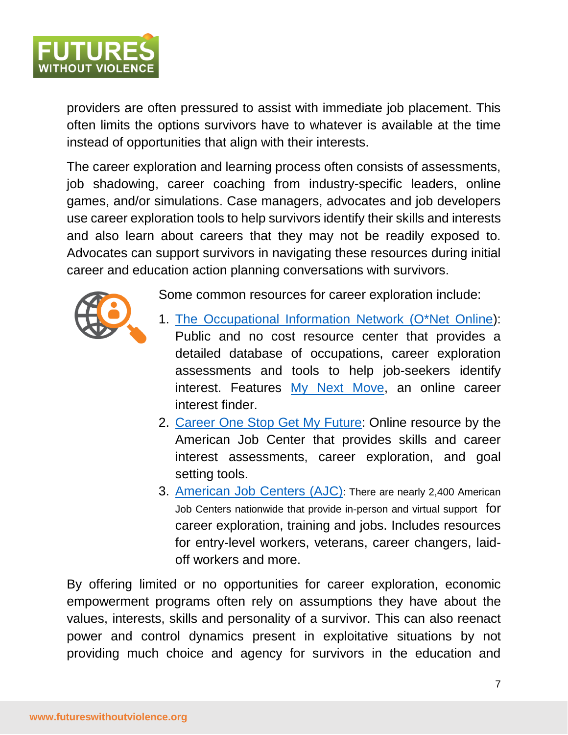providers are often pressured to assist with immediate job placement. This often limits the options survivors have to whatever is available at the time instead of opportunities that align with their interests.

The career exploration and learning process often consists of assessments, job shadowing, career coaching from industry-specific leaders, online games, and/or simulations. Case managers, advocates and job developers use career exploration tools to help survivors identify their skills and interests and also learn about careers that they may not be readily exposed to. Advocates can support survivors in navigating these resources during initial career and education action planning conversations with survivors.

Some common resources for career exploration include:

1. The Occupational Information Network (O*Net Online): Public and no cost resource center that provides a detailed database of occupations, career exploration assessments and tools to help job-seekers identify interest. Features My Next Move, an online career interest finder.
2. Career One Stop Get My Future: Online resource by the American Job Center that provides skills and career interest assessments, career exploration, and goal setting tools.
3. American Job Centers (AJC): There are nearly 2,400 American Job Centers nationwide that provide in-person and virtual support for career exploration, training and jobs. Includes resources for entry-level workers, veterans, career changers, laid-off workers and more.

By offering limited or no opportunities for career exploration, economic empowerment programs often rely on assumptions they have about the values, interests, skills and personality of a survivor. This can also reenact power and control dynamics present in exploitative situations by not providing much choice and agency for survivors in the education and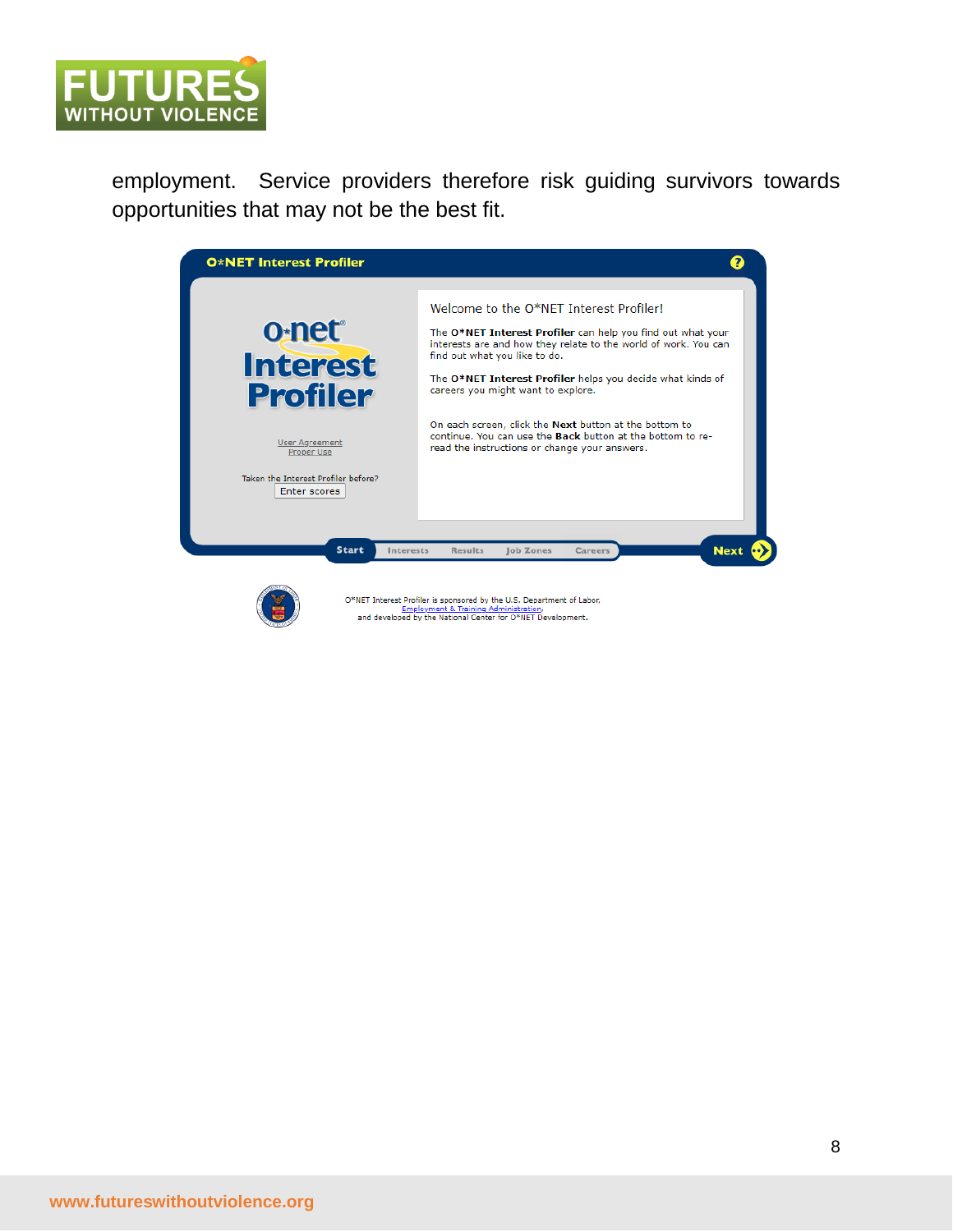employment. Service providers therefore risk guiding survivors towards opportunities that may not be the best fit.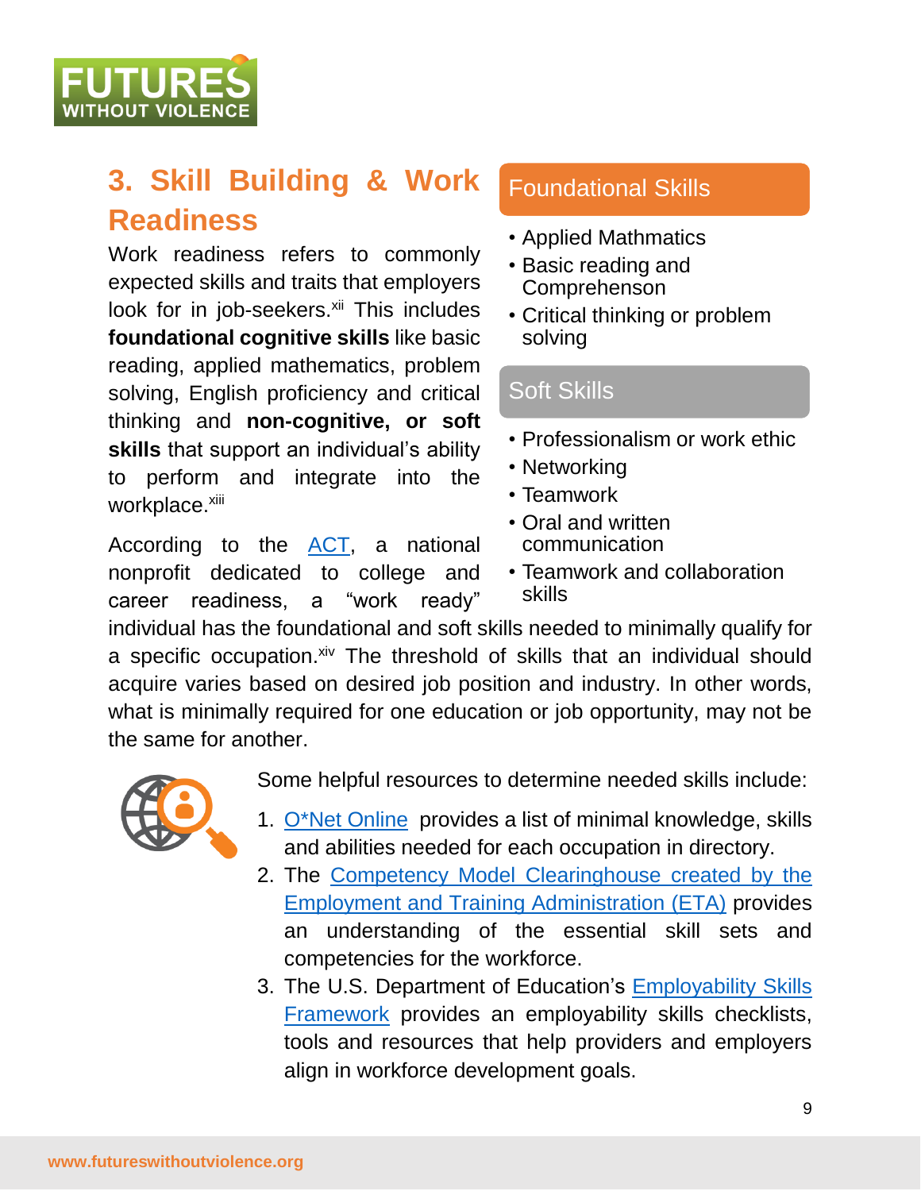## 3. Skill Building & Work Readiness

Work readiness refers to commonly expected skills and traits that employers look for in job-seekers.[xii] This includes **foundational cognitive skills** like basic reading, applied mathematics, problem solving, English proficiency and critical thinking and **non-cognitive, or soft skills** that support an individual's ability to perform and integrate into the workplace.[xiii]

According to the ACT, a national nonprofit dedicated to college and career readiness, a "work ready" individual has the foundational and soft skills needed to minimally qualify for a specific occupation.[xiv] The threshold of skills that an individual should acquire varies based on desired job position and industry. In other words, what is minimally required for one education or job opportunity, may not be the same for another.

### Foundational Skills

- Applied Mathmatics
- Basic reading and Comprehenson
- Critical thinking or problem solving

### Soft Skills

- Professionalism or work ethic
- Networking
- Teamwork
- Oral and written communication
- Teamwork and collaboration skills

Some helpful resources to determine needed skills include:

1. O*Net Online provides a list of minimal knowledge, skills and abilities needed for each occupation in directory.
2. The Competency Model Clearinghouse created by the Employment and Training Administration (ETA) provides an understanding of the essential skill sets and competencies for the workforce.
3. The U.S. Department of Education's Employability Skills Framework provides an employability skills checklists, tools and resources that help providers and employers align in workforce development goals.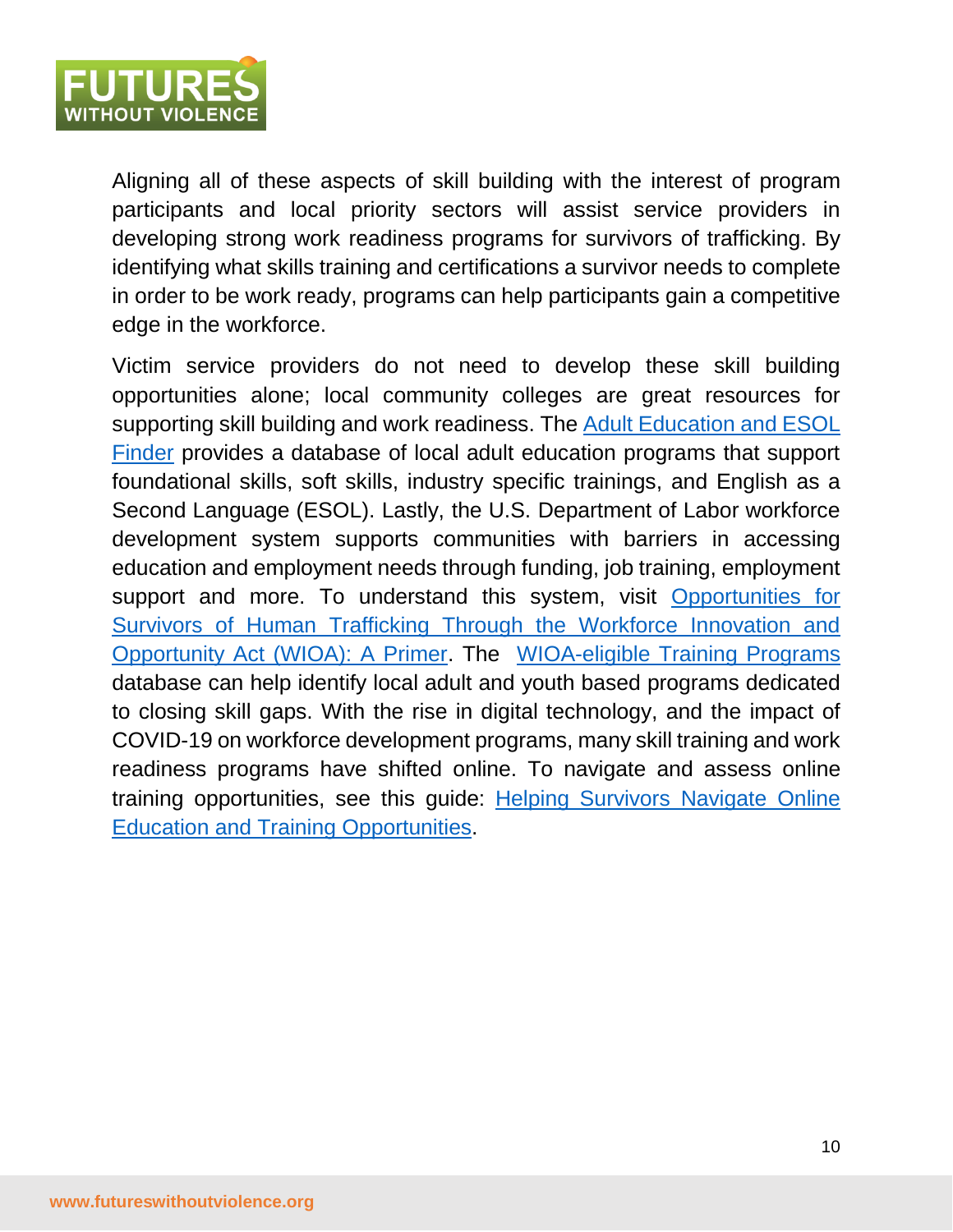Aligning all of these aspects of skill building with the interest of program participants and local priority sectors will assist service providers in developing strong work readiness programs for survivors of trafficking. By identifying what skills training and certifications a survivor needs to complete in order to be work ready, programs can help participants gain a competitive edge in the workforce.

Victim service providers do not need to develop these skill building opportunities alone; local community colleges are great resources for supporting skill building and work readiness. The Adult Education and ESOL Finder provides a database of local adult education programs that support foundational skills, soft skills, industry specific trainings, and English as a Second Language (ESOL). Lastly, the U.S. Department of Labor workforce development system supports communities with barriers in accessing education and employment needs through funding, job training, employment support and more. To understand this system, visit Opportunities for Survivors of Human Trafficking Through the Workforce Innovation and Opportunity Act (WIOA): A Primer. The WIOA-eligible Training Programs database can help identify local adult and youth based programs dedicated to closing skill gaps. With the rise in digital technology, and the impact of COVID-19 on workforce development programs, many skill training and work readiness programs have shifted online. To navigate and assess online training opportunities, see this guide: Helping Survivors Navigate Online Education and Training Opportunities.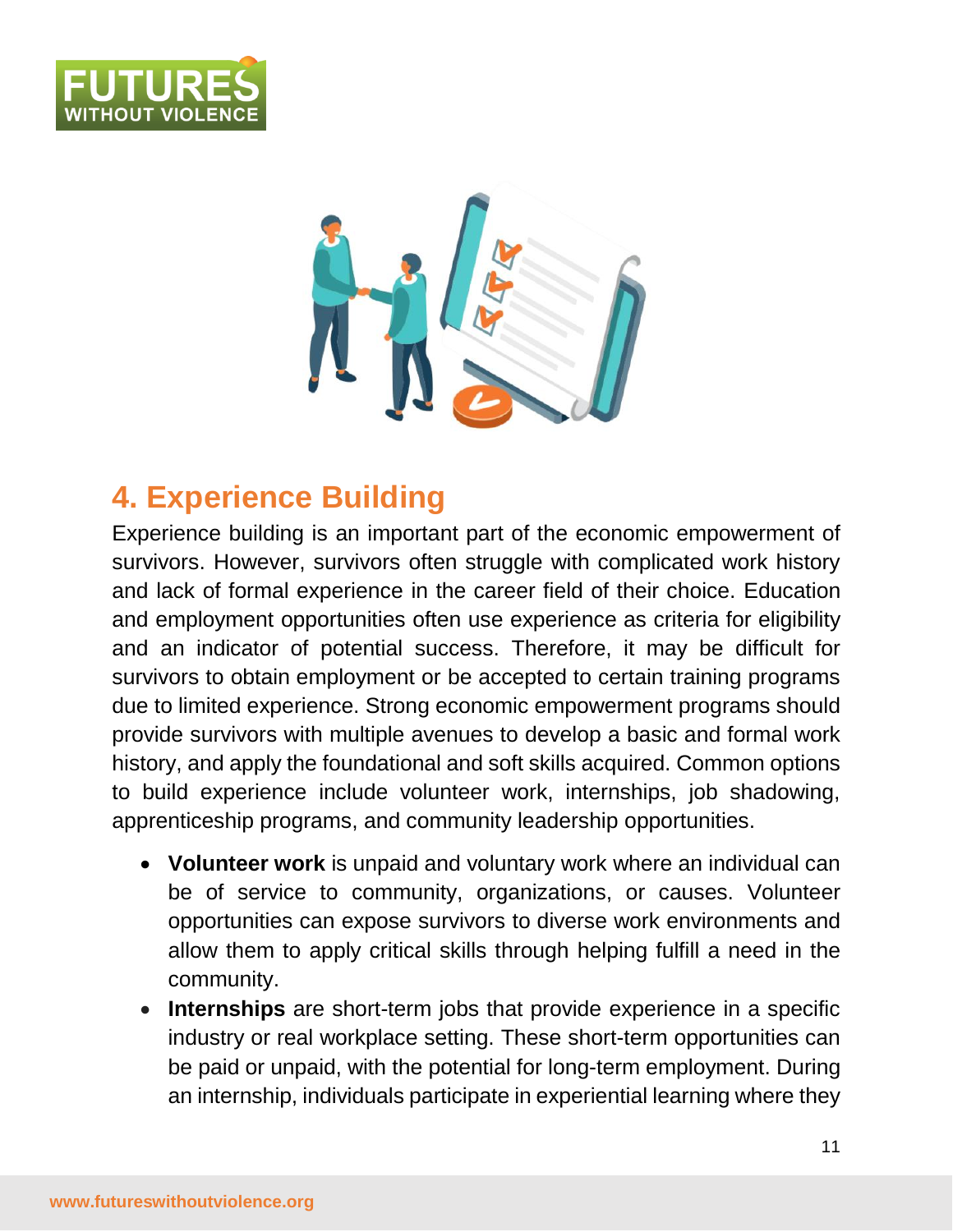## 4. Experience Building

Experience building is an important part of the economic empowerment of survivors. However, survivors often struggle with complicated work history and lack of formal experience in the career field of their choice. Education and employment opportunities often use experience as criteria for eligibility and an indicator of potential success. Therefore, it may be difficult for survivors to obtain employment or be accepted to certain training programs due to limited experience. Strong economic empowerment programs should provide survivors with multiple avenues to develop a basic and formal work history, and apply the foundational and soft skills acquired. Common options to build experience include volunteer work, internships, job shadowing, apprenticeship programs, and community leadership opportunities.

- **Volunteer work** is unpaid and voluntary work where an individual can be of service to community, organizations, or causes. Volunteer opportunities can expose survivors to diverse work environments and allow them to apply critical skills through helping fulfill a need in the community.
- **Internships** are short-term jobs that provide experience in a specific industry or real workplace setting. These short-term opportunities can be paid or unpaid, with the potential for long-term employment. During an internship, individuals participate in experiential learning where they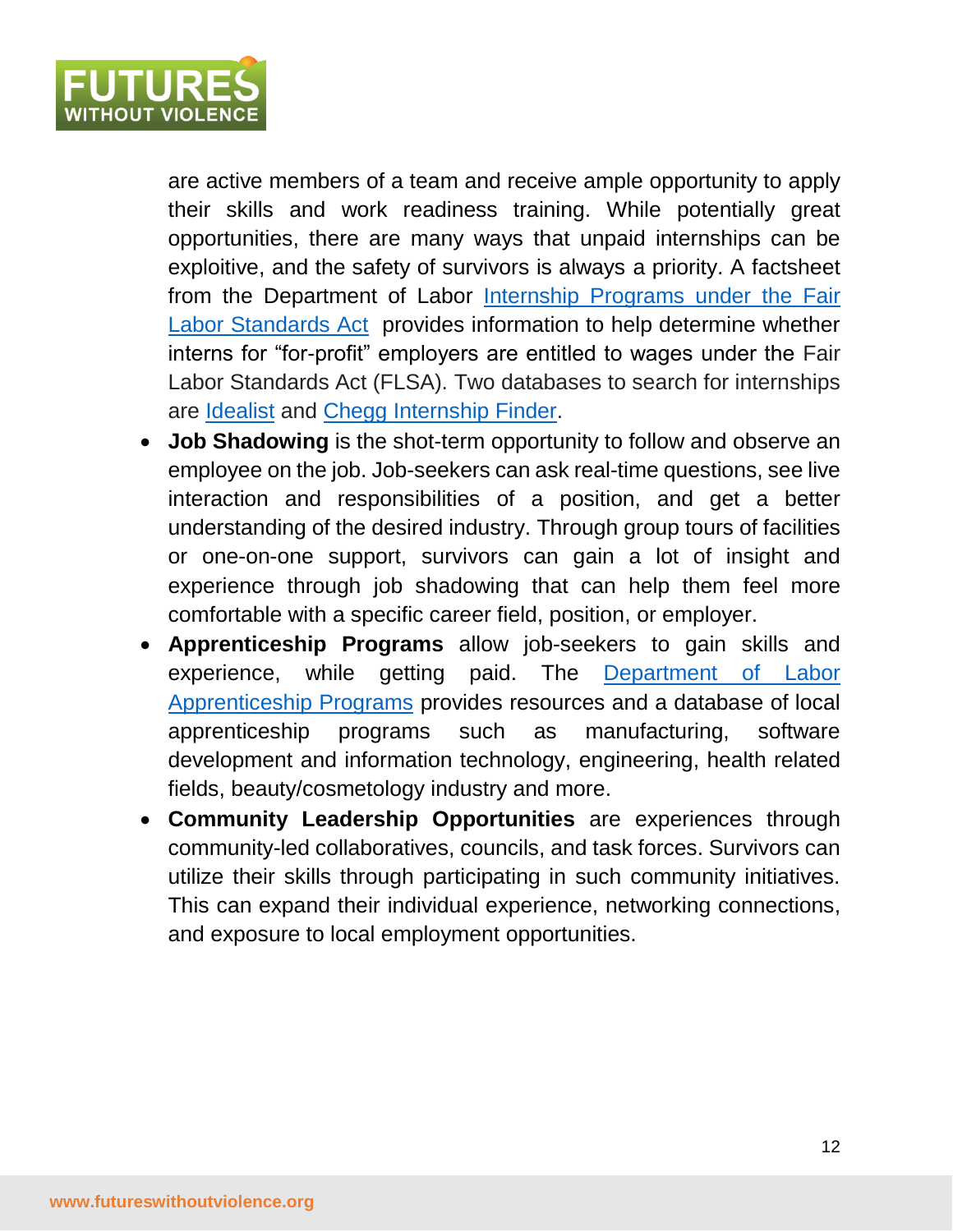are active members of a team and receive ample opportunity to apply their skills and work readiness training. While potentially great opportunities, there are many ways that unpaid internships can be exploitive, and the safety of survivors is always a priority. A factsheet from the Department of Labor Internship Programs under the Fair Labor Standards Act provides information to help determine whether interns for "for-profit" employers are entitled to wages under the Fair Labor Standards Act (FLSA). Two databases to search for internships are Idealist and Chegg Internship Finder.

- **Job Shadowing** is the shot-term opportunity to follow and observe an employee on the job. Job-seekers can ask real-time questions, see live interaction and responsibilities of a position, and get a better understanding of the desired industry. Through group tours of facilities or one-on-one support, survivors can gain a lot of insight and experience through job shadowing that can help them feel more comfortable with a specific career field, position, or employer.
- **Apprenticeship Programs** allow job-seekers to gain skills and experience, while getting paid. The Department of Labor Apprenticeship Programs provides resources and a database of local apprenticeship programs such as manufacturing, software development and information technology, engineering, health related fields, beauty/cosmetology industry and more.
- **Community Leadership Opportunities** are experiences through community-led collaboratives, councils, and task forces. Survivors can utilize their skills through participating in such community initiatives. This can expand their individual experience, networking connections, and exposure to local employment opportunities.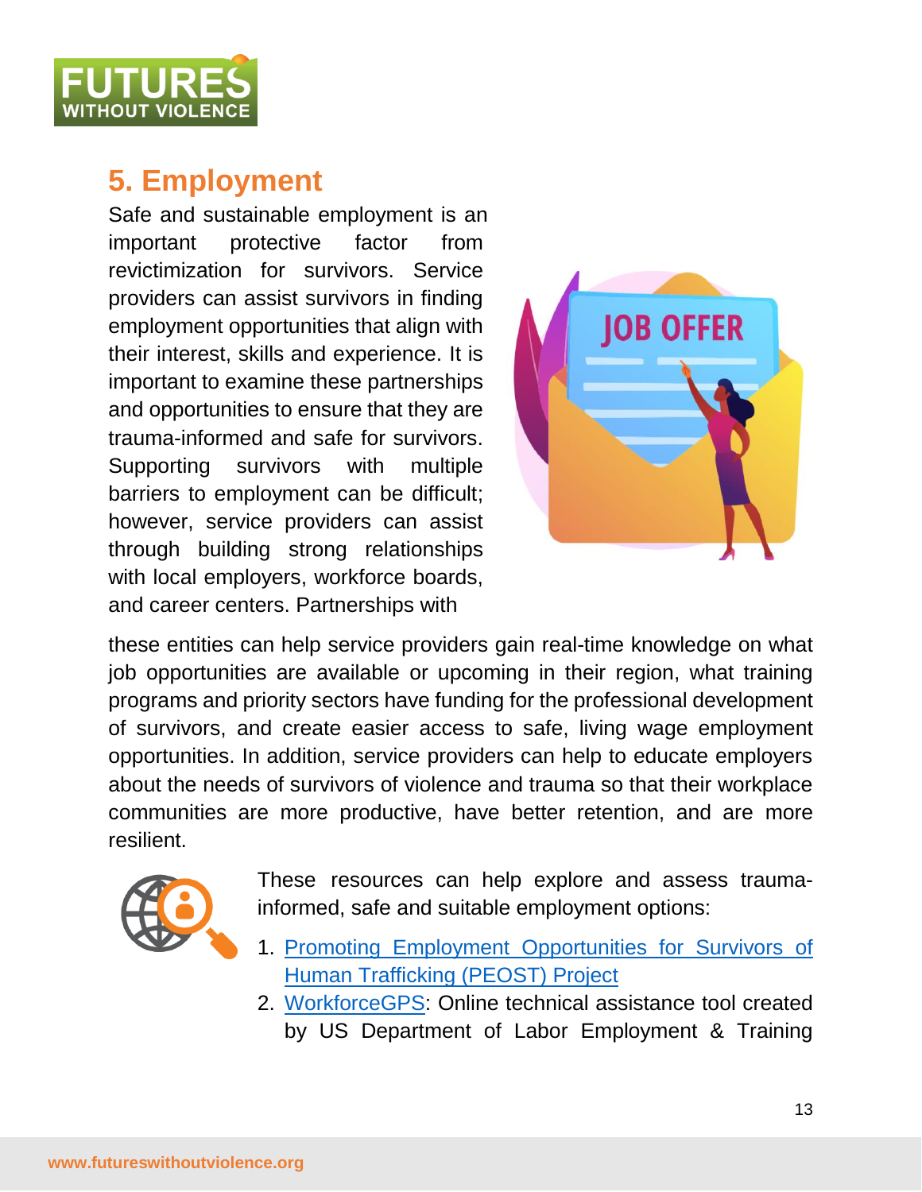## 5. Employment

Safe and sustainable employment is an important protective factor from revictimization for survivors. Service providers can assist survivors in finding employment opportunities that align with their interest, skills and experience. It is important to examine these partnerships and opportunities to ensure that they are trauma-informed and safe for survivors. Supporting survivors with multiple barriers to employment can be difficult; however, service providers can assist through building strong relationships with local employers, workforce boards, and career centers. Partnerships with these entities can help service providers gain real-time knowledge on what job opportunities are available or upcoming in their region, what training programs and priority sectors have funding for the professional development of survivors, and create easier access to safe, living wage employment opportunities. In addition, service providers can help to educate employers about the needs of survivors of violence and trauma so that their workplace communities are more productive, have better retention, and are more resilient.

These resources can help explore and assess trauma-informed, safe and suitable employment options:

1. Promoting Employment Opportunities for Survivors of Human Trafficking (PEOST) Project
2. WorkforceGPS: Online technical assistance tool created by US Department of Labor Employment & Training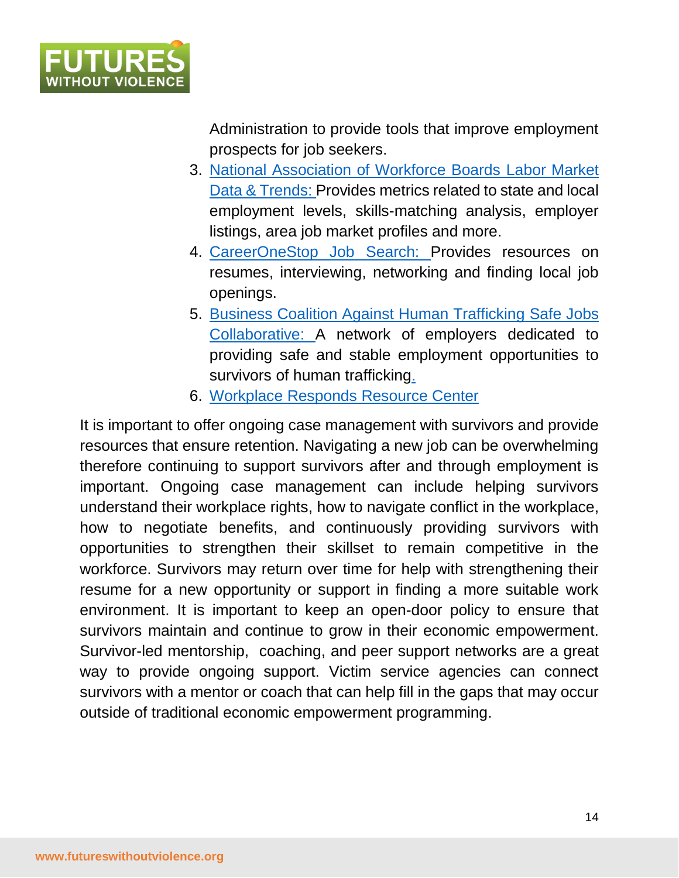Administration to provide tools that improve employment prospects for job seekers.

3. National Association of Workforce Boards Labor Market Data & Trends: Provides metrics related to state and local employment levels, skills-matching analysis, employer listings, area job market profiles and more.
4. CareerOneStop Job Search: Provides resources on resumes, interviewing, networking and finding local job openings.
5. Business Coalition Against Human Trafficking Safe Jobs Collaborative: A network of employers dedicated to providing safe and stable employment opportunities to survivors of human trafficking.
6. Workplace Responds Resource Center

It is important to offer ongoing case management with survivors and provide resources that ensure retention. Navigating a new job can be overwhelming therefore continuing to support survivors after and through employment is important. Ongoing case management can include helping survivors understand their workplace rights, how to navigate conflict in the workplace, how to negotiate benefits, and continuously providing survivors with opportunities to strengthen their skillset to remain competitive in the workforce. Survivors may return over time for help with strengthening their resume for a new opportunity or support in finding a more suitable work environment. It is important to keep an open-door policy to ensure that survivors maintain and continue to grow in their economic empowerment. Survivor-led mentorship, coaching, and peer support networks are a great way to provide ongoing support. Victim service agencies can connect survivors with a mentor or coach that can help fill in the gaps that may occur outside of traditional economic empowerment programming.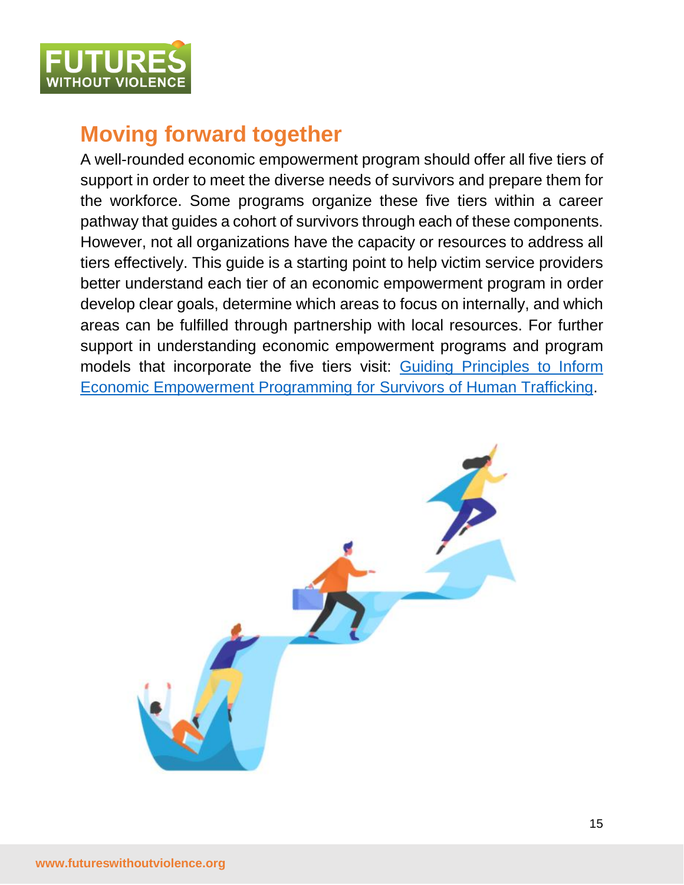## Moving forward together

A well-rounded economic empowerment program should offer all five tiers of support in order to meet the diverse needs of survivors and prepare them for the workforce. Some programs organize these five tiers within a career pathway that guides a cohort of survivors through each of these components. However, not all organizations have the capacity or resources to address all tiers effectively. This guide is a starting point to help victim service providers better understand each tier of an economic empowerment program in order develop clear goals, determine which areas to focus on internally, and which areas can be fulfilled through partnership with local resources. For further support in understanding economic empowerment programs and program models that incorporate the five tiers visit: Guiding Principles to Inform Economic Empowerment Programming for Survivors of Human Trafficking.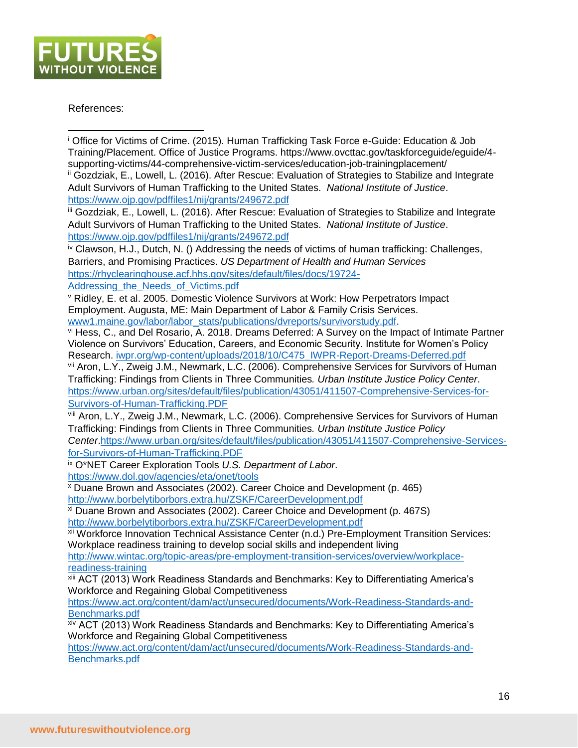References:

[i] Office for Victims of Crime. (2015). Human Trafficking Task Force e-Guide: Education & Job Training/Placement. Office of Justice Programs. https://www.ovcttac.gov/taskforceguide/eguide/4-supporting-victims/44-comprehensive-victim-services/education-job-trainingplacement/

[ii] Gozdziak, E., Lowell, L. (2016). After Rescue: Evaluation of Strategies to Stabilize and Integrate Adult Survivors of Human Trafficking to the United States. *National Institute of Justice*. https://www.ojp.gov/pdffiles1/nij/grants/249672.pdf

[iii] Gozdziak, E., Lowell, L. (2016). After Rescue: Evaluation of Strategies to Stabilize and Integrate Adult Survivors of Human Trafficking to the United States. *National Institute of Justice*. https://www.ojp.gov/pdffiles1/nij/grants/249672.pdf

[iv] Clawson, H.J., Dutch, N. () Addressing the needs of victims of human trafficking: Challenges, Barriers, and Promising Practices. *US Department of Health and Human Services* https://rhyclearinghouse.acf.hhs.gov/sites/default/files/docs/19724-Addressing_the_Needs_of_Victims.pdf

[v] Ridley, E. et al. 2005. Domestic Violence Survivors at Work: How Perpetrators Impact Employment. Augusta, ME: Main Department of Labor & Family Crisis Services. www1.maine.gov/labor/labor_stats/publications/dvreports/survivorstudy.pdf.

[vi] Hess, C., and Del Rosario, A. 2018. Dreams Deferred: A Survey on the Impact of Intimate Partner Violence on Survivors' Education, Careers, and Economic Security. Institute for Women's Policy Research. iwpr.org/wp-content/uploads/2018/10/C475_IWPR-Report-Dreams-Deferred.pdf

[vii] Aron, L.Y., Zweig J.M., Newmark, L.C. (2006). Comprehensive Services for Survivors of Human Trafficking: Findings from Clients in Three Communities*. Urban Institute Justice Policy Center*. https://www.urban.org/sites/default/files/publication/43051/411507-Comprehensive-Services-for-Survivors-of-Human-Trafficking.PDF

[viii] Aron, L.Y., Zweig J.M., Newmark, L.C. (2006). Comprehensive Services for Survivors of Human Trafficking: Findings from Clients in Three Communities*. Urban Institute Justice Policy Center*.https://www.urban.org/sites/default/files/publication/43051/411507-Comprehensive-Services-for-Survivors-of-Human-Trafficking.PDF

[ix] O*NET Career Exploration Tools *U.S. Department of Labor*. https://www.dol.gov/agencies/eta/onet/tools

[x] Duane Brown and Associates (2002). Career Choice and Development (p. 465) http://www.borbelytiborbors.extra.hu/ZSKF/CareerDevelopment.pdf

[xi] Duane Brown and Associates (2002). Career Choice and Development (p. 467S) http://www.borbelytiborbors.extra.hu/ZSKF/CareerDevelopment.pdf

[xii] Workforce Innovation Technical Assistance Center (n.d.) Pre-Employment Transition Services: Workplace readiness training to develop social skills and independent living http://www.wintac.org/topic-areas/pre-employment-transition-services/overview/workplace-readiness-training

[xiii] ACT (2013) Work Readiness Standards and Benchmarks: Key to Differentiating America's Workforce and Regaining Global Competitiveness https://www.act.org/content/dam/act/unsecured/documents/Work-Readiness-Standards-and-Benchmarks.pdf

[xiv] ACT (2013) Work Readiness Standards and Benchmarks: Key to Differentiating America's Workforce and Regaining Global Competitiveness https://www.act.org/content/dam/act/unsecured/documents/Work-Readiness-Standards-and-Benchmarks.pdf